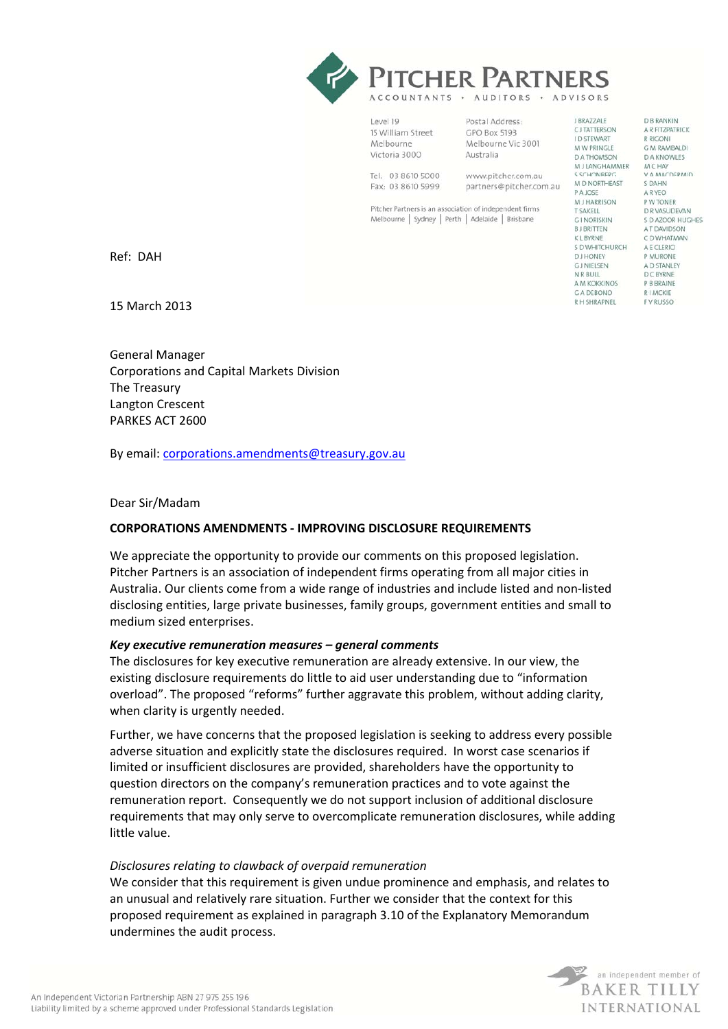# PITCHER PARTNERS

ACCOUNTANTS • AUDITORS • ADVISORS

Level 19
15 William Street
Melbourne
Victoria 3000

Postal Address:
GPO Box 5193
Melbourne Vic 3001
Australia

Tel. 03 8610 5000
Fax: 03 8610 5999

www.pitcher.com.au
partners@pitcher.com.au

Pitcher Partners is an association of independent firms
Melbourne | Sydney | Perth | Adelaide | Brisbane

J BRAZZALE
C J TATTERSON
I D STEWART
M W PRINGLE
D A THOMSON
M J LANGHAMMER
S SCHONBERG
M D NORTHEAST
P A JOSE
M J HARRISON
T SAKELL
G I NORISKIN
B J BRITTEN
K L BYRNE
S D WHITCHURCH
D J HONEY
G J NIELSEN
N R BULL
A M KOKKINOS
G A DEBONO
R H SHRAPNEL

D B RANKIN
A R FITZPATRICK
R RIGONI
G M RAMBALDI
D A KNOWLES
M C HAY
V A MACDERMID
S DAHN
A R YEO
P W TONER
D R VASUDEVAN
S D AZOOR HUGHES
A T DAVIDSON
C D WHATMAN
A E CLERICI
P MURONE
A D STANLEY
D C BYRNE
P B BRAINE
R I MCKIE
F V RUSSO

Ref: DAH

15 March 2013

General Manager
Corporations and Capital Markets Division
The Treasury
Langton Crescent
PARKES ACT 2600

By email: corporations.amendments@treasury.gov.au

Dear Sir/Madam

**CORPORATIONS AMENDMENTS - IMPROVING DISCLOSURE REQUIREMENTS**

We appreciate the opportunity to provide our comments on this proposed legislation. Pitcher Partners is an association of independent firms operating from all major cities in Australia. Our clients come from a wide range of industries and include listed and non-listed disclosing entities, large private businesses, family groups, government entities and small to medium sized enterprises.

***Key executive remuneration measures – general comments***

The disclosures for key executive remuneration are already extensive. In our view, the existing disclosure requirements do little to aid user understanding due to "information overload". The proposed "reforms" further aggravate this problem, without adding clarity, when clarity is urgently needed.

Further, we have concerns that the proposed legislation is seeking to address every possible adverse situation and explicitly state the disclosures required. In worst case scenarios if limited or insufficient disclosures are provided, shareholders have the opportunity to question directors on the company's remuneration practices and to vote against the remuneration report. Consequently we do not support inclusion of additional disclosure requirements that may only serve to overcomplicate remuneration disclosures, while adding little value.

*Disclosures relating to clawback of overpaid remuneration*

We consider that this requirement is given undue prominence and emphasis, and relates to an unusual and relatively rare situation. Further we consider that the context for this proposed requirement as explained in paragraph 3.10 of the Explanatory Memorandum undermines the audit process.

An Independent Victorian Partnership ABN 27 975 255 196
Liability limited by a scheme approved under Professional Standards Legislation

an independent member of BAKER TILLY INTERNATIONAL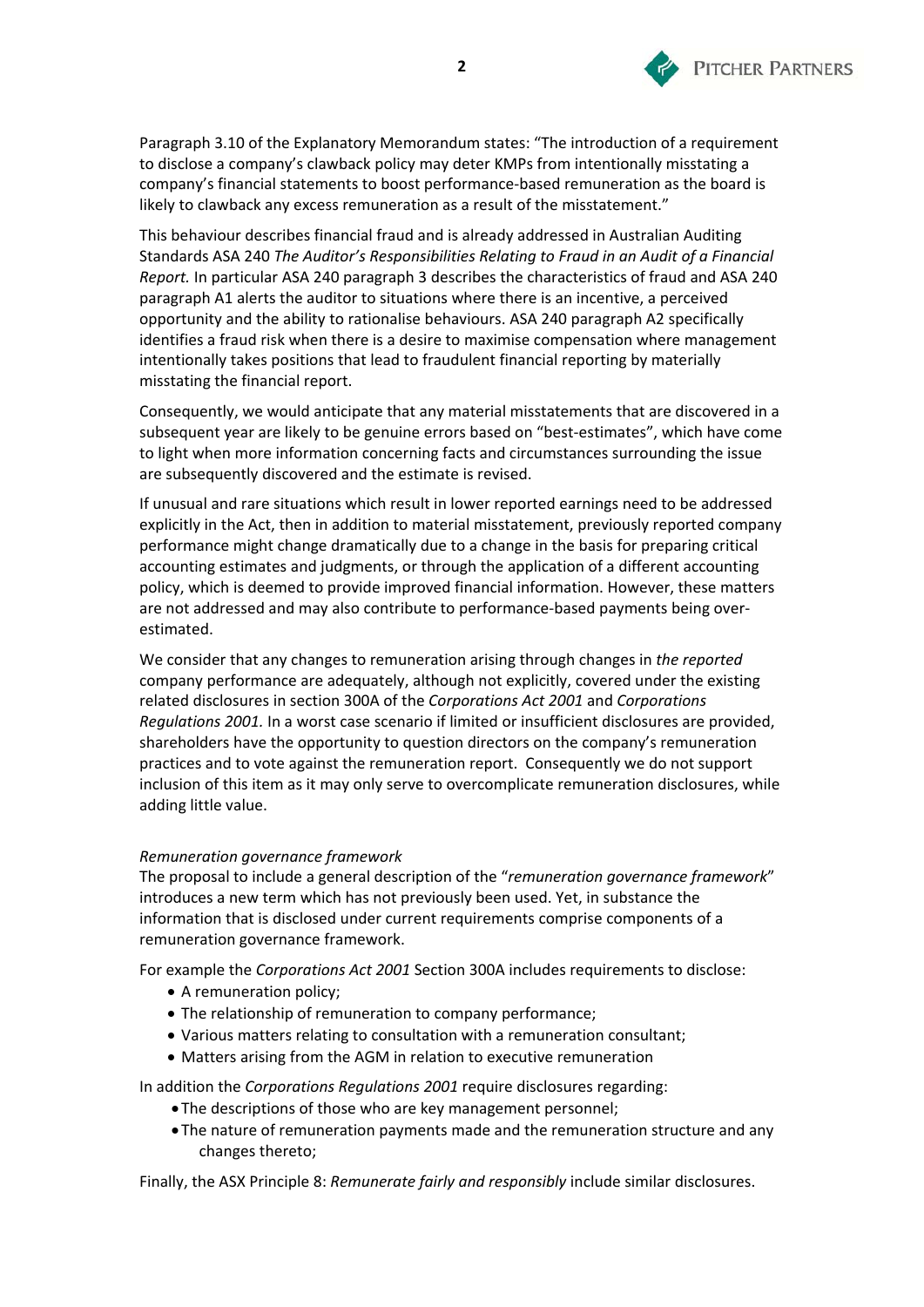Paragraph 3.10 of the Explanatory Memorandum states: "The introduction of a requirement to disclose a company's clawback policy may deter KMPs from intentionally misstating a company's financial statements to boost performance-based remuneration as the board is likely to clawback any excess remuneration as a result of the misstatement."

This behaviour describes financial fraud and is already addressed in Australian Auditing Standards ASA 240 *The Auditor's Responsibilities Relating to Fraud in an Audit of a Financial Report.* In particular ASA 240 paragraph 3 describes the characteristics of fraud and ASA 240 paragraph A1 alerts the auditor to situations where there is an incentive, a perceived opportunity and the ability to rationalise behaviours. ASA 240 paragraph A2 specifically identifies a fraud risk when there is a desire to maximise compensation where management intentionally takes positions that lead to fraudulent financial reporting by materially misstating the financial report.

Consequently, we would anticipate that any material misstatements that are discovered in a subsequent year are likely to be genuine errors based on "best-estimates", which have come to light when more information concerning facts and circumstances surrounding the issue are subsequently discovered and the estimate is revised.

If unusual and rare situations which result in lower reported earnings need to be addressed explicitly in the Act, then in addition to material misstatement, previously reported company performance might change dramatically due to a change in the basis for preparing critical accounting estimates and judgments, or through the application of a different accounting policy, which is deemed to provide improved financial information. However, these matters are not addressed and may also contribute to performance-based payments being over-estimated.

We consider that any changes to remuneration arising through changes in *the reported* company performance are adequately, although not explicitly, covered under the existing related disclosures in section 300A of the *Corporations Act 2001* and *Corporations Regulations 2001.* In a worst case scenario if limited or insufficient disclosures are provided, shareholders have the opportunity to question directors on the company's remuneration practices and to vote against the remuneration report. Consequently we do not support inclusion of this item as it may only serve to overcomplicate remuneration disclosures, while adding little value.

*Remuneration governance framework*

The proposal to include a general description of the "*remuneration governance framework*" introduces a new term which has not previously been used. Yet, in substance the information that is disclosed under current requirements comprise components of a remuneration governance framework.

For example the *Corporations Act 2001* Section 300A includes requirements to disclose:

- A remuneration policy;
- The relationship of remuneration to company performance;
- Various matters relating to consultation with a remuneration consultant;
- Matters arising from the AGM in relation to executive remuneration

In addition the *Corporations Regulations 2001* require disclosures regarding:

- The descriptions of those who are key management personnel;
- The nature of remuneration payments made and the remuneration structure and any changes thereto;

Finally, the ASX Principle 8: *Remunerate fairly and responsibly* include similar disclosures.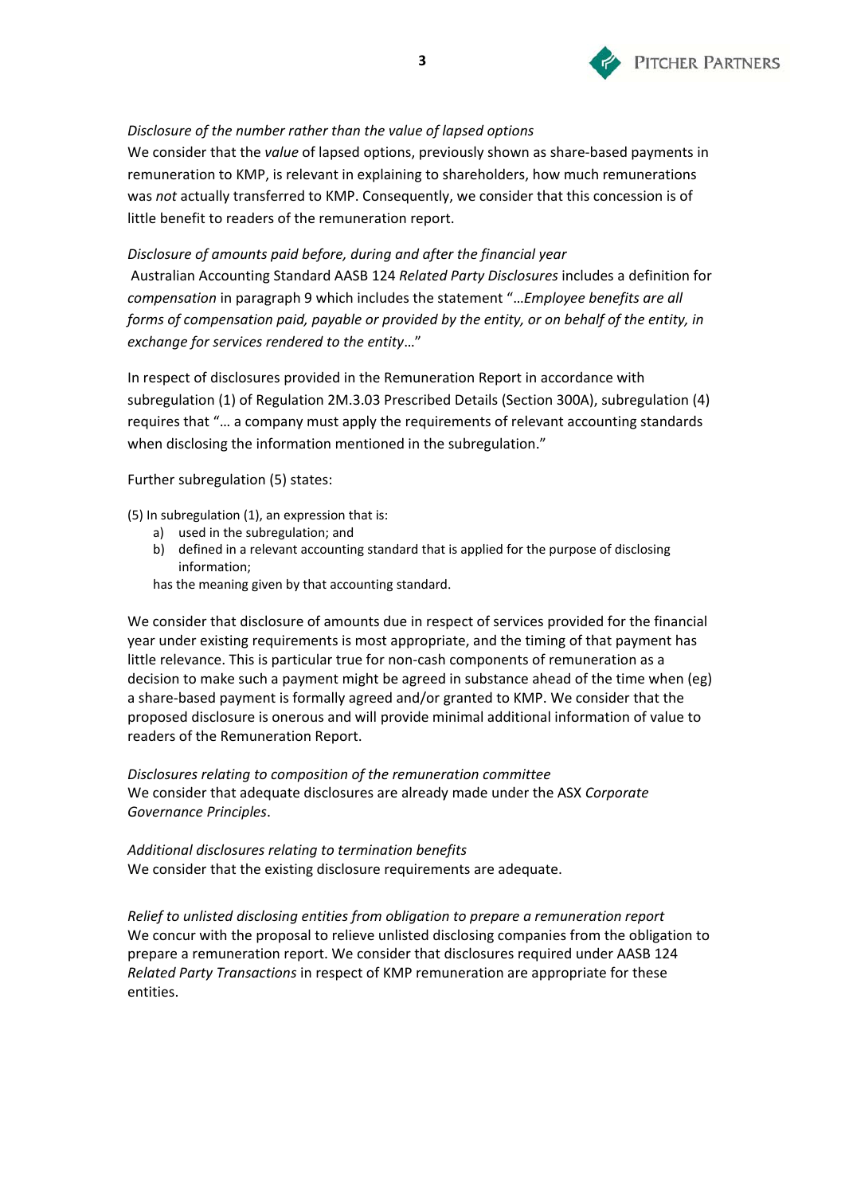*Disclosure of the number rather than the value of lapsed options*

We consider that the *value* of lapsed options, previously shown as share-based payments in remuneration to KMP, is relevant in explaining to shareholders, how much remunerations was *not* actually transferred to KMP. Consequently, we consider that this concession is of little benefit to readers of the remuneration report.

*Disclosure of amounts paid before, during and after the financial year*

Australian Accounting Standard AASB 124 *Related Party Disclosures* includes a definition for *compensation* in paragraph 9 which includes the statement "…*Employee benefits are all forms of compensation paid, payable or provided by the entity, or on behalf of the entity, in exchange for services rendered to the entity*…"

In respect of disclosures provided in the Remuneration Report in accordance with subregulation (1) of Regulation 2M.3.03 Prescribed Details (Section 300A), subregulation (4) requires that "… a company must apply the requirements of relevant accounting standards when disclosing the information mentioned in the subregulation."

Further subregulation (5) states:

(5) In subregulation (1), an expression that is:

a) used in the subregulation; and
b) defined in a relevant accounting standard that is applied for the purpose of disclosing information;

has the meaning given by that accounting standard.

We consider that disclosure of amounts due in respect of services provided for the financial year under existing requirements is most appropriate, and the timing of that payment has little relevance. This is particular true for non-cash components of remuneration as a decision to make such a payment might be agreed in substance ahead of the time when (eg) a share-based payment is formally agreed and/or granted to KMP. We consider that the proposed disclosure is onerous and will provide minimal additional information of value to readers of the Remuneration Report.

*Disclosures relating to composition of the remuneration committee*

We consider that adequate disclosures are already made under the ASX *Corporate Governance Principles*.

*Additional disclosures relating to termination benefits*

We consider that the existing disclosure requirements are adequate.

*Relief to unlisted disclosing entities from obligation to prepare a remuneration report*

We concur with the proposal to relieve unlisted disclosing companies from the obligation to prepare a remuneration report. We consider that disclosures required under AASB 124 *Related Party Transactions* in respect of KMP remuneration are appropriate for these entities.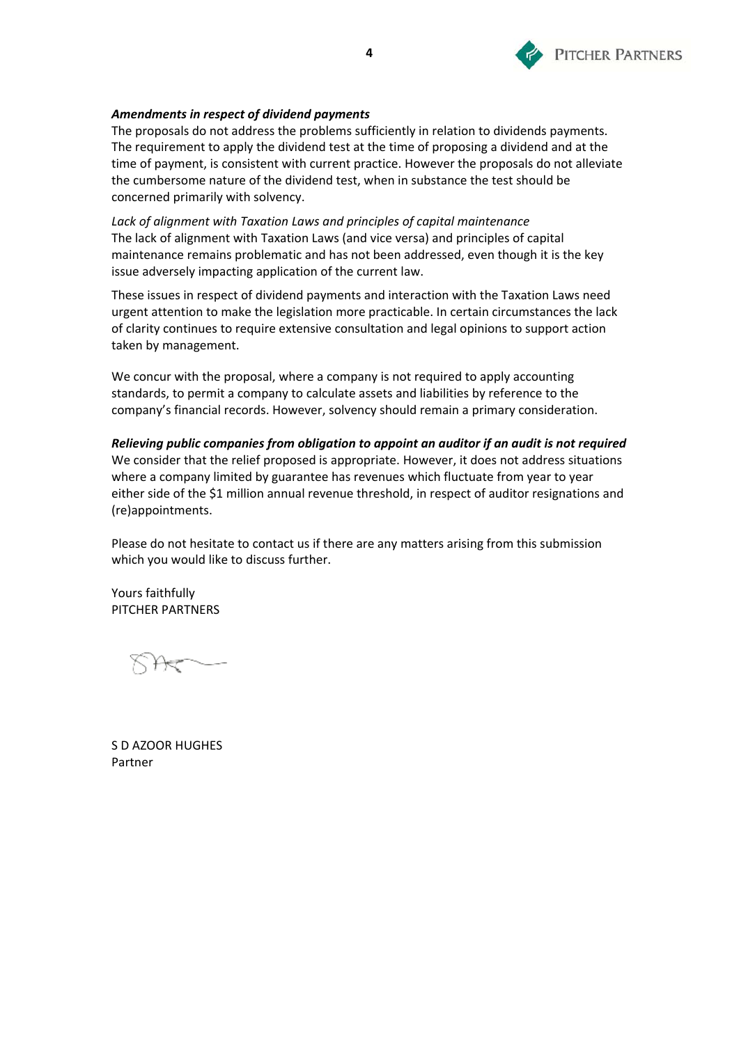***Amendments in respect of dividend payments***
The proposals do not address the problems sufficiently in relation to dividends payments. The requirement to apply the dividend test at the time of proposing a dividend and at the time of payment, is consistent with current practice. However the proposals do not alleviate the cumbersome nature of the dividend test, when in substance the test should be concerned primarily with solvency.

*Lack of alignment with Taxation Laws and principles of capital maintenance*
The lack of alignment with Taxation Laws (and vice versa) and principles of capital maintenance remains problematic and has not been addressed, even though it is the key issue adversely impacting application of the current law.

These issues in respect of dividend payments and interaction with the Taxation Laws need urgent attention to make the legislation more practicable. In certain circumstances the lack of clarity continues to require extensive consultation and legal opinions to support action taken by management.

We concur with the proposal, where a company is not required to apply accounting standards, to permit a company to calculate assets and liabilities by reference to the company's financial records. However, solvency should remain a primary consideration.

***Relieving public companies from obligation to appoint an auditor if an audit is not required***
We consider that the relief proposed is appropriate. However, it does not address situations where a company limited by guarantee has revenues which fluctuate from year to year either side of the $1 million annual revenue threshold, in respect of auditor resignations and (re)appointments.

Please do not hesitate to contact us if there are any matters arising from this submission which you would like to discuss further.

Yours faithfully
PITCHER PARTNERS

S D AZOOR HUGHES
Partner